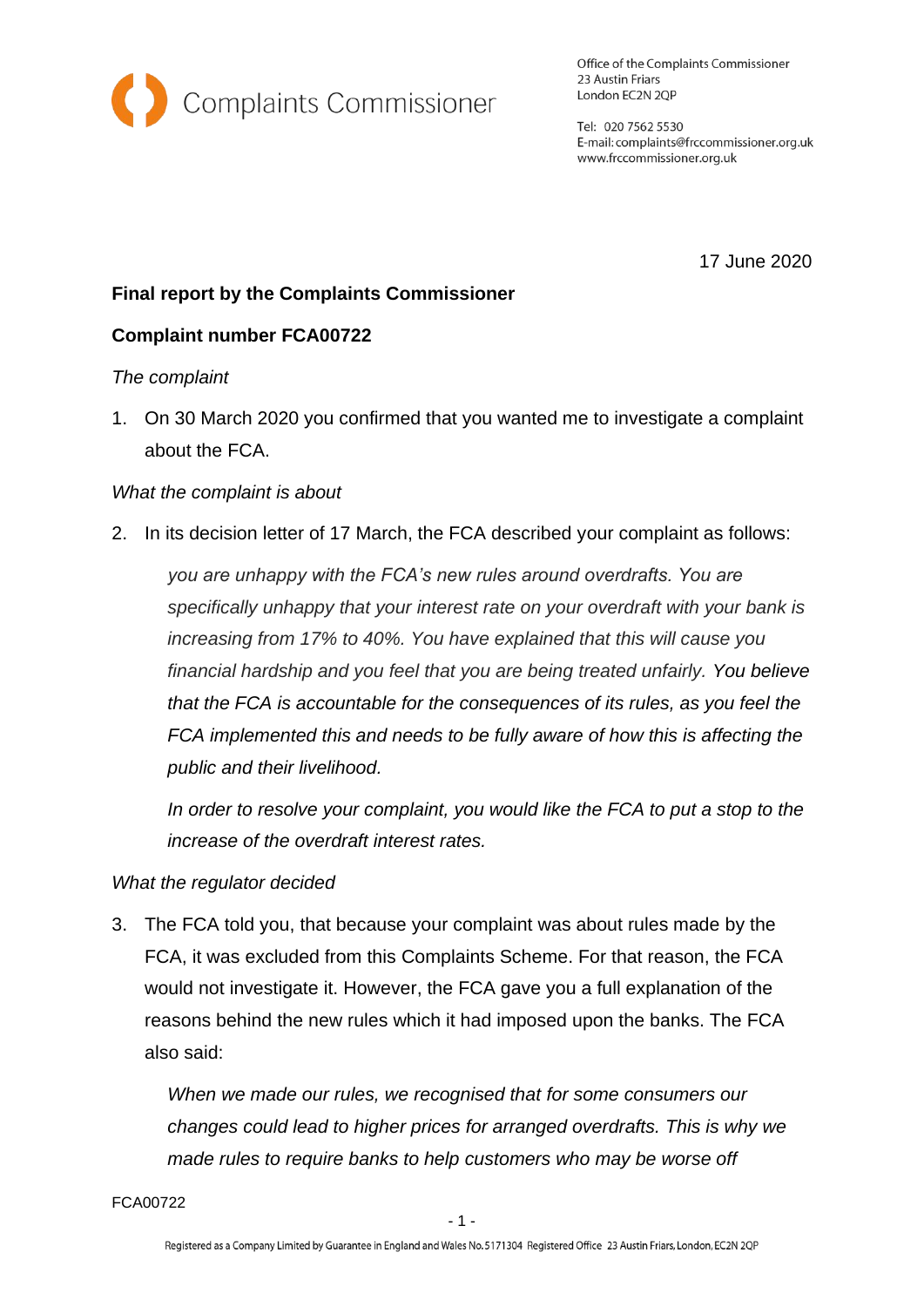Complaints Commissioner

Office of the Complaints Commissioner
23 Austin Friars
London EC2N 2QP

Tel: 020 7562 5530
E-mail: complaints@frccommissioner.org.uk
www.frccommissioner.org.uk

17 June 2020

**Final report by the Complaints Commissioner**

**Complaint number FCA00722**

*The complaint*

1. On 30 March 2020 you confirmed that you wanted me to investigate a complaint about the FCA.

*What the complaint is about*

2. In its decision letter of 17 March, the FCA described your complaint as follows:

   *you are unhappy with the FCA's new rules around overdrafts. You are specifically unhappy that your interest rate on your overdraft with your bank is increasing from 17% to 40%. You have explained that this will cause you financial hardship and you feel that you are being treated unfairly. You believe that the FCA is accountable for the consequences of its rules, as you feel the FCA implemented this and needs to be fully aware of how this is affecting the public and their livelihood.*

   *In order to resolve your complaint, you would like the FCA to put a stop to the increase of the overdraft interest rates.*

*What the regulator decided*

3. The FCA told you, that because your complaint was about rules made by the FCA, it was excluded from this Complaints Scheme. For that reason, the FCA would not investigate it. However, the FCA gave you a full explanation of the reasons behind the new rules which it had imposed upon the banks. The FCA also said:

   *When we made our rules, we recognised that for some consumers our changes could lead to higher prices for arranged overdrafts. This is why we made rules to require banks to help customers who may be worse off*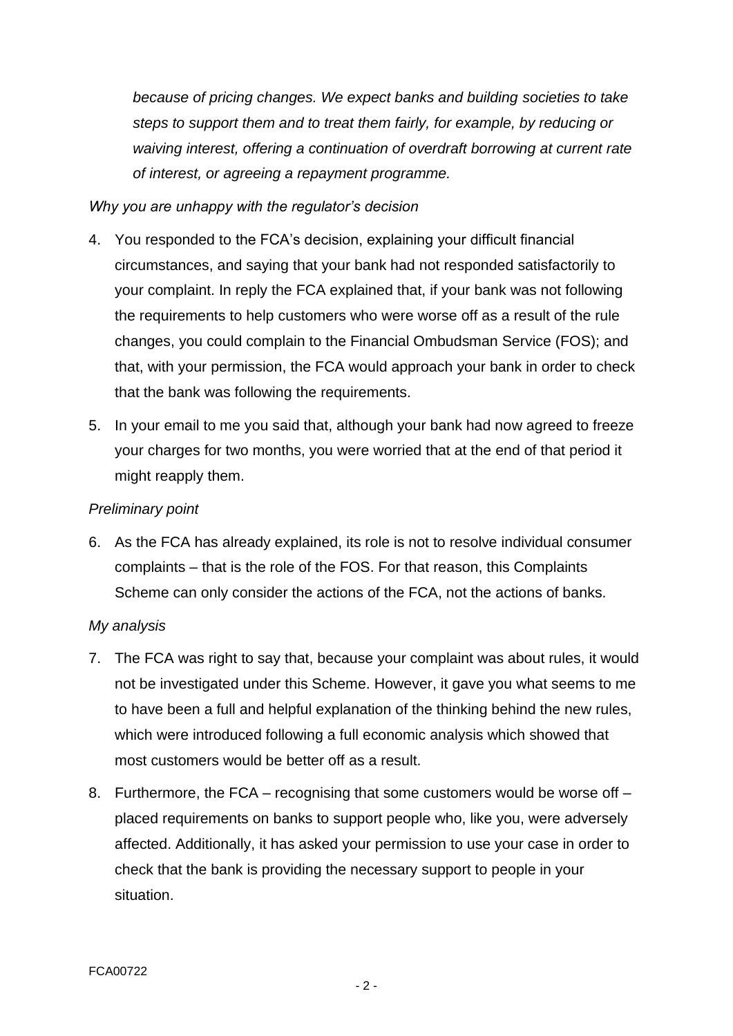*because of pricing changes. We expect banks and building societies to take steps to support them and to treat them fairly, for example, by reducing or waiving interest, offering a continuation of overdraft borrowing at current rate of interest, or agreeing a repayment programme.*

*Why you are unhappy with the regulator's decision*

4. You responded to the FCA's decision, explaining your difficult financial circumstances, and saying that your bank had not responded satisfactorily to your complaint. In reply the FCA explained that, if your bank was not following the requirements to help customers who were worse off as a result of the rule changes, you could complain to the Financial Ombudsman Service (FOS); and that, with your permission, the FCA would approach your bank in order to check that the bank was following the requirements.

5. In your email to me you said that, although your bank had now agreed to freeze your charges for two months, you were worried that at the end of that period it might reapply them.

*Preliminary point*

6. As the FCA has already explained, its role is not to resolve individual consumer complaints – that is the role of the FOS. For that reason, this Complaints Scheme can only consider the actions of the FCA, not the actions of banks.

*My analysis*

7. The FCA was right to say that, because your complaint was about rules, it would not be investigated under this Scheme. However, it gave you what seems to me to have been a full and helpful explanation of the thinking behind the new rules, which were introduced following a full economic analysis which showed that most customers would be better off as a result.

8. Furthermore, the FCA – recognising that some customers would be worse off – placed requirements on banks to support people who, like you, were adversely affected. Additionally, it has asked your permission to use your case in order to check that the bank is providing the necessary support to people in your situation.

FCA00722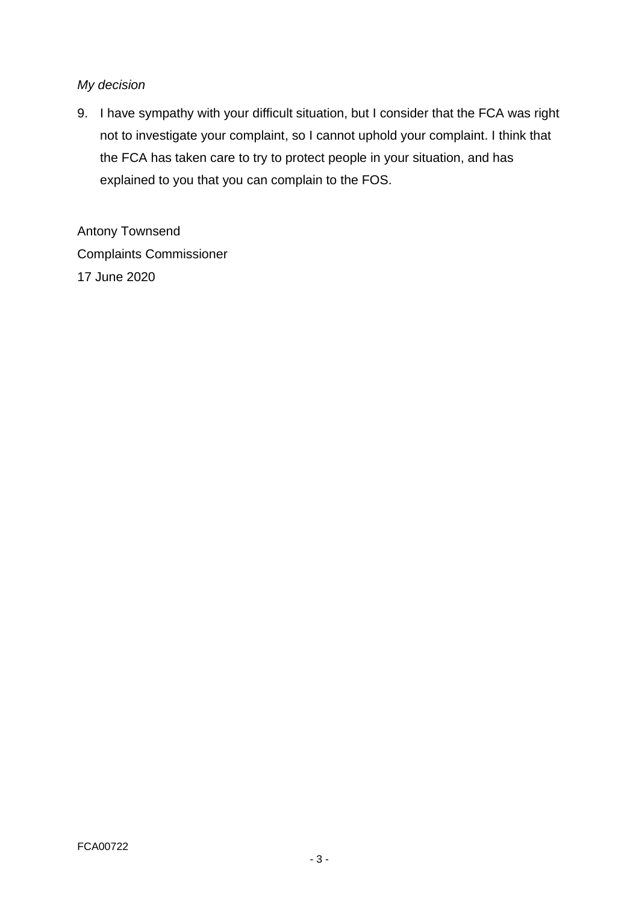*My decision*

9. I have sympathy with your difficult situation, but I consider that the FCA was right not to investigate your complaint, so I cannot uphold your complaint. I think that the FCA has taken care to try to protect people in your situation, and has explained to you that you can complain to the FOS.

Antony Townsend
Complaints Commissioner
17 June 2020

FCA00722